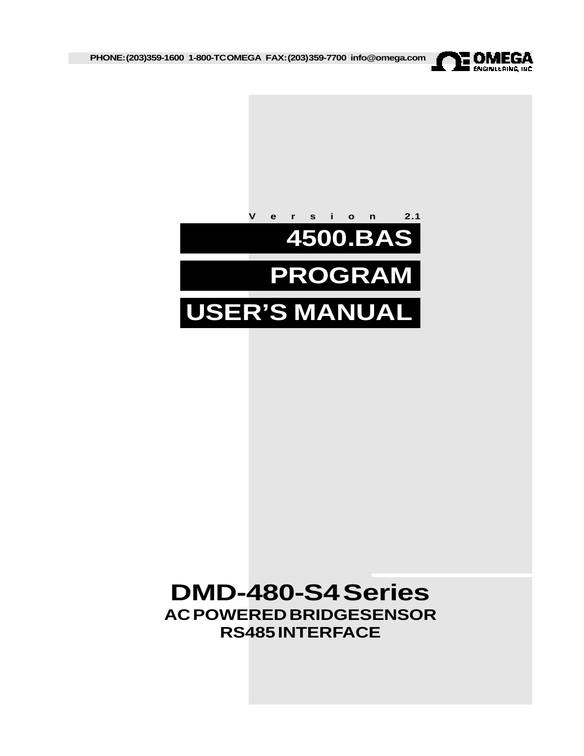PHONE: (203) 359-1600 1-800-TCOMEGA FAX: (203) 359-7700 info@omega.com

OMEGA ENGINEERING, INC

Version 2.1

# 4500.BAS

# PROGRAM

# USER'S MANUAL

## DMD-480-S4 Series

**AC POWERED BRIDGE SENSOR**

**RS485 INTERFACE**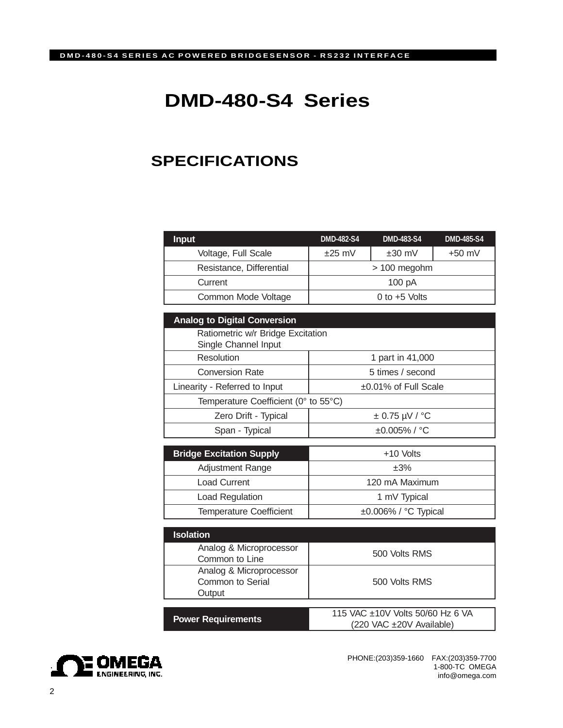# DMD-480-S4 Series

## SPECIFICATIONS

| Input | DMD-482-S4 | DMD-483-S4 | DMD-485-S4 |
|---|---|---|---|
| Voltage, Full Scale | ±25 mV | ±30 mV | +50 mV |
| Resistance, Differential | > 100 megohm | | |
| Current | 100 pA | | |
| Common Mode Voltage | 0 to +5 Volts | | |

| Analog to Digital Conversion | |
|---|---|
| Ratiometric w/r Bridge Excitation<br>Single Channel Input | |
| Resolution | 1 part in 41,000 |
| Conversion Rate | 5 times / second |
| Linearity - Referred to Input | ±0.01% of Full Scale |
| Temperature Coefficient (0° to 55°C) | |
| Zero Drift - Typical | ± 0.75 µV / °C |
| Span - Typical | ±0.005% / °C |

| Bridge Excitation Supply | +10 Volts |
|---|---|
| Adjustment Range | ±3% |
| Load Current | 120 mA Maximum |
| Load Regulation | 1 mV Typical |
| Temperature Coefficient | ±0.006% / °C Typical |

| Isolation | |
|---|---|
| Analog & Microprocessor Common to Line | 500 Volts RMS |
| Analog & Microprocessor Common to Serial Output | 500 Volts RMS |

| Power Requirements | 115 VAC ±10V Volts 50/60 Hz 6 VA<br>(220 VAC ±20V Available) |
|---|---|

PHONE:(203)359-1660 FAX:(203)359-7700
1-800-TC OMEGA
info@omega.com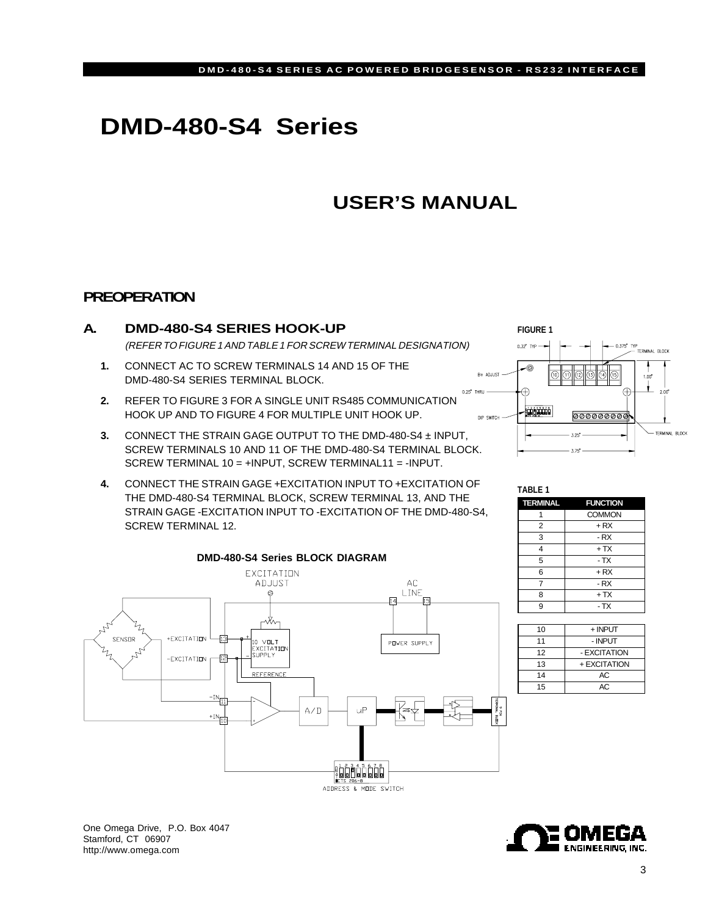# DMD-480-S4 Series

## USER'S MANUAL

## PREOPERATION

### A. DMD-480-S4 SERIES HOOK-UP

*(REFER TO FIGURE 1 AND TABLE 1 FOR SCREW TERMINAL DESIGNATION)*

1. CONNECT AC TO SCREW TERMINALS 14 AND 15 OF THE DMD-480-S4 SERIES TERMINAL BLOCK.
2. REFER TO FIGURE 3 FOR A SINGLE UNIT RS485 COMMUNICATION HOOK UP AND TO FIGURE 4 FOR MULTIPLE UNIT HOOK UP.
3. CONNECT THE STRAIN GAGE OUTPUT TO THE DMD-480-S4 ± INPUT, SCREW TERMINALS 10 AND 11 OF THE DMD-480-S4 TERMINAL BLOCK. SCREW TERMINAL 10 = +INPUT, SCREW TERMINAL11 = -INPUT.
4. CONNECT THE STRAIN GAGE +EXCITATION INPUT TO +EXCITATION OF THE DMD-480-S4 TERMINAL BLOCK, SCREW TERMINAL 13, AND THE STRAIN GAGE -EXCITATION INPUT TO -EXCITATION OF THE DMD-480-S4, SCREW TERMINAL 12.

**FIGURE 1**

**DMD-480-S4 Series BLOCK DIAGRAM**

**TABLE 1**

| TERMINAL | FUNCTION |
|---|---|
| 1 | COMMON |
| 2 | + RX |
| 3 | - RX |
| 4 | + TX |
| 5 | - TX |
| 6 | + RX |
| 7 | - RX |
| 8 | + TX |
| 9 | - TX |
| 10 | + INPUT |
| 11 | - INPUT |
| 12 | - EXCITATION |
| 13 | + EXCITATION |
| 14 | AC |
| 15 | AC |

One Omega Drive, P.O. Box 4047
Stamford, CT 06907
http://www.omega.com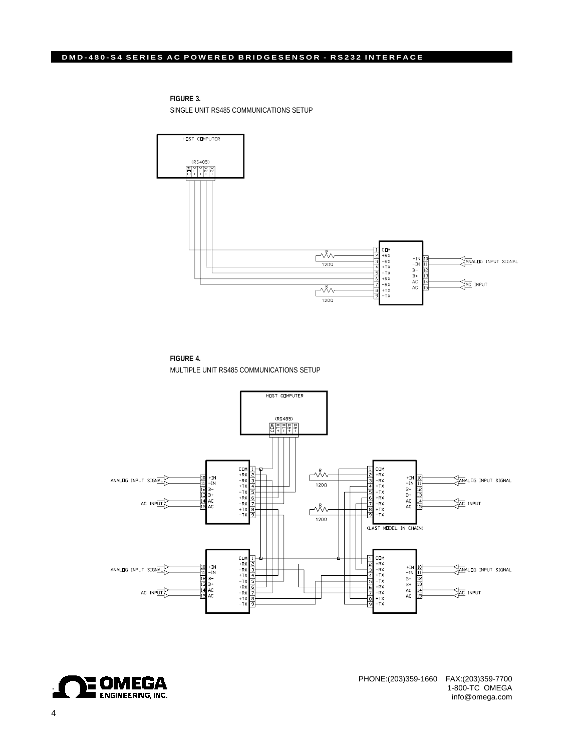**FIGURE 3.**

SINGLE UNIT RS485 COMMUNICATIONS SETUP

HOST COMPUTER

(RS485)

COM +TX -TX +RX -RX

R 120Ω

R 120Ω

1 COM
2 +RX
3 -RX
4 +TX
5 -TX
6 +RX
7 -RX
8 +TX
9 -TX

+IN 10
-IN 11
B- 12
B+ 13
AC 14
AC 15

ANALOG INPUT SIGNAL

AC INPUT

**FIGURE 4.**

MULTIPLE UNIT RS485 COMMUNICATIONS SETUP

HOST COMPUTER

(RS485)

COM +TX -TX +RX -RX

ANALOG INPUT SIGNAL

AC INPUT

R 120Ω

R 120Ω

(LAST MODEL IN CHAIN)

ANALOG INPUT SIGNAL

AC INPUT

ANALOG INPUT SIGNAL

AC INPUT

ANALOG INPUT SIGNAL

AC INPUT

PHONE:(203)359-1660 FAX:(203)359-7700
1-800-TC OMEGA
info@omega.com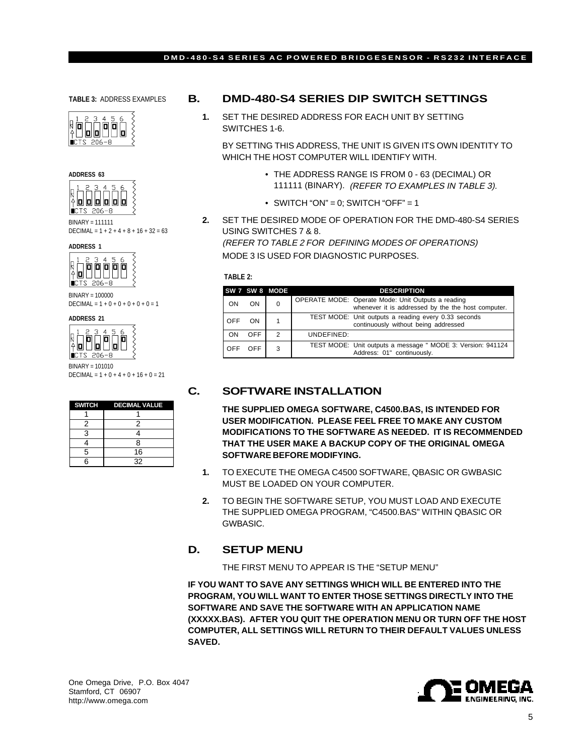**TABLE 3:** ADDRESS EXAMPLES

**ADDRESS 63**

BINARY = 111111
DECIMAL = 1 + 2 + 4 + 8 + 16 + 32 = 63

**ADDRESS 1**

BINARY = 100000
DECIMAL = 1 + 0 + 0 + 0 + 0 + 0 = 1

**ADDRESS 21**

BINARY = 101010
DECIMAL = 1 + 0 + 4 + 0 + 16 + 0 = 21

| SWITCH | DECIMAL VALUE |
|---|---|
| 1 | 1 |
| 2 | 2 |
| 3 | 4 |
| 4 | 8 |
| 5 | 16 |
| 6 | 32 |

## B. DMD-480-S4 SERIES DIP SWITCH SETTINGS

**1.** SET THE DESIRED ADDRESS FOR EACH UNIT BY SETTING SWITCHES 1-6.

BY SETTING THIS ADDRESS, THE UNIT IS GIVEN ITS OWN IDENTITY TO WHICH THE HOST COMPUTER WILL IDENTIFY WITH.

- THE ADDRESS RANGE IS FROM 0 - 63 (DECIMAL) OR 111111 (BINARY). *(REFER TO EXAMPLES IN TABLE 3).*
- SWITCH "ON" = 0; SWITCH "OFF" = 1

**2.** SET THE DESIRED MODE OF OPERATION FOR THE DMD-480-S4 SERIES USING SWITCHES 7 & 8.
*(REFER TO TABLE 2 FOR DEFINING MODES OF OPERATIONS)*
MODE 3 IS USED FOR DIAGNOSTIC PURPOSES.

**TABLE 2:**

| SW 7 | SW 8 | MODE | DESCRIPTION |
|---|---|---|---|
| ON | ON | 0 | OPERATE MODE: Operate Mode: Unit Outputs a reading whenever it is addressed by the the host computer. |
| OFF | ON | 1 | TEST MODE: Unit outputs a reading every 0.33 seconds continuously without being addressed |
| ON | OFF | 2 | UNDEFINED: |
| OFF | OFF | 3 | TEST MODE: Unit outputs a message " MODE 3: Version: 941124 Address: 01" continuously. |

## C. SOFTWARE INSTALLATION

**THE SUPPLIED OMEGA SOFTWARE, C4500.BAS, IS INTENDED FOR USER MODIFICATION. PLEASE FEEL FREE TO MAKE ANY CUSTOM MODIFICATIONS TO THE SOFTWARE AS NEEDED. IT IS RECOMMENDED THAT THE USER MAKE A BACKUP COPY OF THE ORIGINAL OMEGA SOFTWARE BEFORE MODIFYING.**

**1.** TO EXECUTE THE OMEGA C4500 SOFTWARE, QBASIC OR GWBASIC MUST BE LOADED ON YOUR COMPUTER.

**2.** TO BEGIN THE SOFTWARE SETUP, YOU MUST LOAD AND EXECUTE THE SUPPLIED OMEGA PROGRAM, "C4500.BAS" WITHIN QBASIC OR GWBASIC.

## D. SETUP MENU

THE FIRST MENU TO APPEAR IS THE "SETUP MENU"

**IF YOU WANT TO SAVE ANY SETTINGS WHICH WILL BE ENTERED INTO THE PROGRAM, YOU WILL WANT TO ENTER THOSE SETTINGS DIRECTLY INTO THE SOFTWARE AND SAVE THE SOFTWARE WITH AN APPLICATION NAME (XXXXX.BAS). AFTER YOU QUIT THE OPERATION MENU OR TURN OFF THE HOST COMPUTER, ALL SETTINGS WILL RETURN TO THEIR DEFAULT VALUES UNLESS SAVED.**

One Omega Drive, P.O. Box 4047
Stamford, CT 06907
http://www.omega.com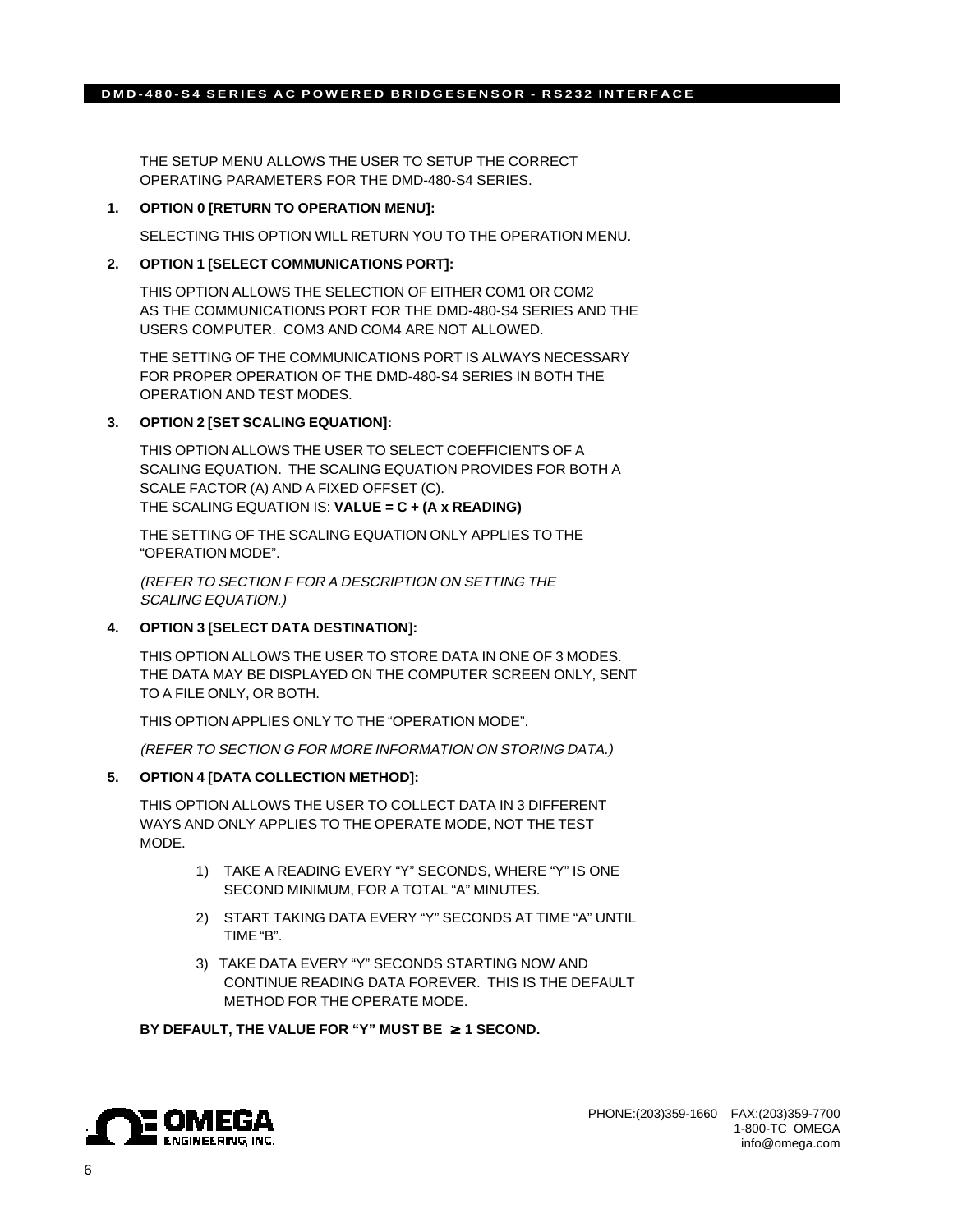THE SETUP MENU ALLOWS THE USER TO SETUP THE CORRECT OPERATING PARAMETERS FOR THE DMD-480-S4 SERIES.

1. **OPTION 0 [RETURN TO OPERATION MENU]:**

   SELECTING THIS OPTION WILL RETURN YOU TO THE OPERATION MENU.

2. **OPTION 1 [SELECT COMMUNICATIONS PORT]:**

   THIS OPTION ALLOWS THE SELECTION OF EITHER COM1 OR COM2 AS THE COMMUNICATIONS PORT FOR THE DMD-480-S4 SERIES AND THE USERS COMPUTER. COM3 AND COM4 ARE NOT ALLOWED.

   THE SETTING OF THE COMMUNICATIONS PORT IS ALWAYS NECESSARY FOR PROPER OPERATION OF THE DMD-480-S4 SERIES IN BOTH THE OPERATION AND TEST MODES.

3. **OPTION 2 [SET SCALING EQUATION]:**

   THIS OPTION ALLOWS THE USER TO SELECT COEFFICIENTS OF A SCALING EQUATION. THE SCALING EQUATION PROVIDES FOR BOTH A SCALE FACTOR (A) AND A FIXED OFFSET (C).
   THE SCALING EQUATION IS: **VALUE = C + (A x READING)**

   THE SETTING OF THE SCALING EQUATION ONLY APPLIES TO THE "OPERATION MODE".

   *(REFER TO SECTION F FOR A DESCRIPTION ON SETTING THE SCALING EQUATION.)*

4. **OPTION 3 [SELECT DATA DESTINATION]:**

   THIS OPTION ALLOWS THE USER TO STORE DATA IN ONE OF 3 MODES. THE DATA MAY BE DISPLAYED ON THE COMPUTER SCREEN ONLY, SENT TO A FILE ONLY, OR BOTH.

   THIS OPTION APPLIES ONLY TO THE "OPERATION MODE".

   *(REFER TO SECTION G FOR MORE INFORMATION ON STORING DATA.)*

5. **OPTION 4 [DATA COLLECTION METHOD]:**

   THIS OPTION ALLOWS THE USER TO COLLECT DATA IN 3 DIFFERENT WAYS AND ONLY APPLIES TO THE OPERATE MODE, NOT THE TEST MODE.

   1) TAKE A READING EVERY "Y" SECONDS, WHERE "Y" IS ONE SECOND MINIMUM, FOR A TOTAL "A" MINUTES.
   2) START TAKING DATA EVERY "Y" SECONDS AT TIME "A" UNTIL TIME "B".
   3) TAKE DATA EVERY "Y" SECONDS STARTING NOW AND CONTINUE READING DATA FOREVER. THIS IS THE DEFAULT METHOD FOR THE OPERATE MODE.

   **BY DEFAULT, THE VALUE FOR "Y" MUST BE $\geq$ 1 SECOND.**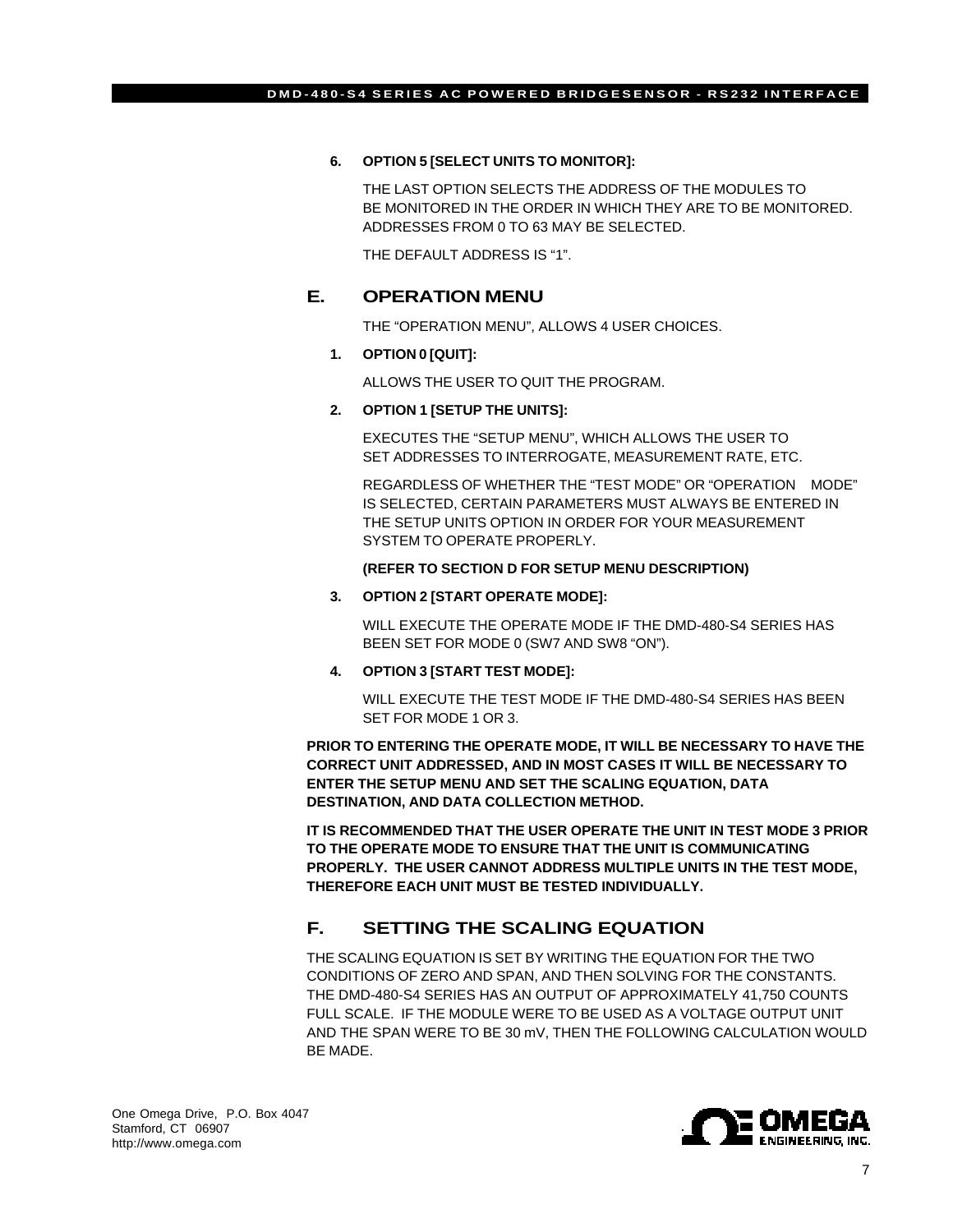6. **OPTION 5 [SELECT UNITS TO MONITOR]:**

   THE LAST OPTION SELECTS THE ADDRESS OF THE MODULES TO BE MONITORED IN THE ORDER IN WHICH THEY ARE TO BE MONITORED. ADDRESSES FROM 0 TO 63 MAY BE SELECTED.

   THE DEFAULT ADDRESS IS "1".

## E. OPERATION MENU

THE "OPERATION MENU", ALLOWS 4 USER CHOICES.

1. **OPTION 0 [QUIT]:**

   ALLOWS THE USER TO QUIT THE PROGRAM.

2. **OPTION 1 [SETUP THE UNITS]:**

   EXECUTES THE "SETUP MENU", WHICH ALLOWS THE USER TO SET ADDRESSES TO INTERROGATE, MEASUREMENT RATE, ETC.

   REGARDLESS OF WHETHER THE "TEST MODE" OR "OPERATION MODE" IS SELECTED, CERTAIN PARAMETERS MUST ALWAYS BE ENTERED IN THE SETUP UNITS OPTION IN ORDER FOR YOUR MEASUREMENT SYSTEM TO OPERATE PROPERLY.

   **(REFER TO SECTION D FOR SETUP MENU DESCRIPTION)**

3. **OPTION 2 [START OPERATE MODE]:**

   WILL EXECUTE THE OPERATE MODE IF THE DMD-480-S4 SERIES HAS BEEN SET FOR MODE 0 (SW7 AND SW8 "ON").

4. **OPTION 3 [START TEST MODE]:**

   WILL EXECUTE THE TEST MODE IF THE DMD-480-S4 SERIES HAS BEEN SET FOR MODE 1 OR 3.

**PRIOR TO ENTERING THE OPERATE MODE, IT WILL BE NECESSARY TO HAVE THE CORRECT UNIT ADDRESSED, AND IN MOST CASES IT WILL BE NECESSARY TO ENTER THE SETUP MENU AND SET THE SCALING EQUATION, DATA DESTINATION, AND DATA COLLECTION METHOD.**

**IT IS RECOMMENDED THAT THE USER OPERATE THE UNIT IN TEST MODE 3 PRIOR TO THE OPERATE MODE TO ENSURE THAT THE UNIT IS COMMUNICATING PROPERLY. THE USER CANNOT ADDRESS MULTIPLE UNITS IN THE TEST MODE, THEREFORE EACH UNIT MUST BE TESTED INDIVIDUALLY.**

## F. SETTING THE SCALING EQUATION

THE SCALING EQUATION IS SET BY WRITING THE EQUATION FOR THE TWO CONDITIONS OF ZERO AND SPAN, AND THEN SOLVING FOR THE CONSTANTS. THE DMD-480-S4 SERIES HAS AN OUTPUT OF APPROXIMATELY 41,750 COUNTS FULL SCALE. IF THE MODULE WERE TO BE USED AS A VOLTAGE OUTPUT UNIT AND THE SPAN WERE TO BE 30 mV, THEN THE FOLLOWING CALCULATION WOULD BE MADE.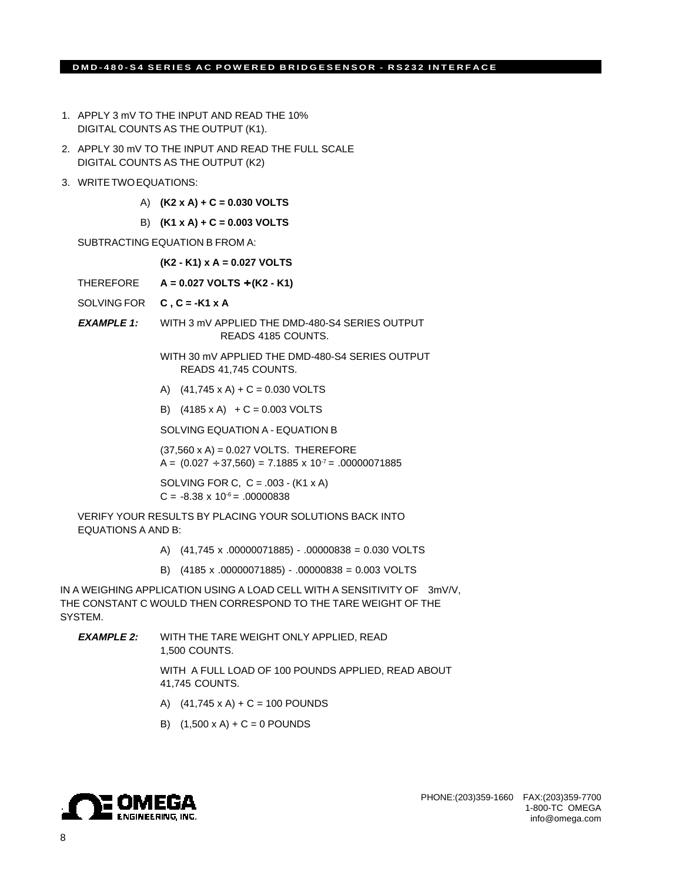1. APPLY 3 mV TO THE INPUT AND READ THE 10% DIGITAL COUNTS AS THE OUTPUT (K1).

2. APPLY 30 mV TO THE INPUT AND READ THE FULL SCALE DIGITAL COUNTS AS THE OUTPUT (K2)

3. WRITE TWO EQUATIONS:

   A) **(K2 x A) + C = 0.030 VOLTS**

   B) **(K1 x A) + C = 0.003 VOLTS**

SUBTRACTING EQUATION B FROM A:

**(K2 - K1) x A = 0.027 VOLTS**

THEREFORE **A = 0.027 VOLTS ÷ (K2 - K1)**

SOLVING FOR **C , C = -K1 x A**

***EXAMPLE 1:*** WITH 3 mV APPLIED THE DMD-480-S4 SERIES OUTPUT READS 4185 COUNTS.

WITH 30 mV APPLIED THE DMD-480-S4 SERIES OUTPUT READS 41,745 COUNTS.

A) (41,745 x A) + C = 0.030 VOLTS

B) (4185 x A) + C = 0.003 VOLTS

SOLVING EQUATION A - EQUATION B

(37,560 x A) = 0.027 VOLTS. THEREFORE
A = (0.027 ÷ 37,560) = $7.1885 \times 10^{-7}$ = .00000071885

SOLVING FOR C, C = .003 - (K1 x A)
C = $-8.38 \times 10^{-6}$ = .00000838

VERIFY YOUR RESULTS BY PLACING YOUR SOLUTIONS BACK INTO EQUATIONS A AND B:

A) (41,745 x .00000071885) - .00000838 = 0.030 VOLTS

B) (4185 x .00000071885) - .00000838 = 0.003 VOLTS

IN A WEIGHING APPLICATION USING A LOAD CELL WITH A SENSITIVITY OF 3mV/V, THE CONSTANT C WOULD THEN CORRESPOND TO THE TARE WEIGHT OF THE SYSTEM.

***EXAMPLE 2:*** WITH THE TARE WEIGHT ONLY APPLIED, READ 1,500 COUNTS.

WITH A FULL LOAD OF 100 POUNDS APPLIED, READ ABOUT 41,745 COUNTS.

A) (41,745 x A) + C = 100 POUNDS

B) (1,500 x A) + C = 0 POUNDS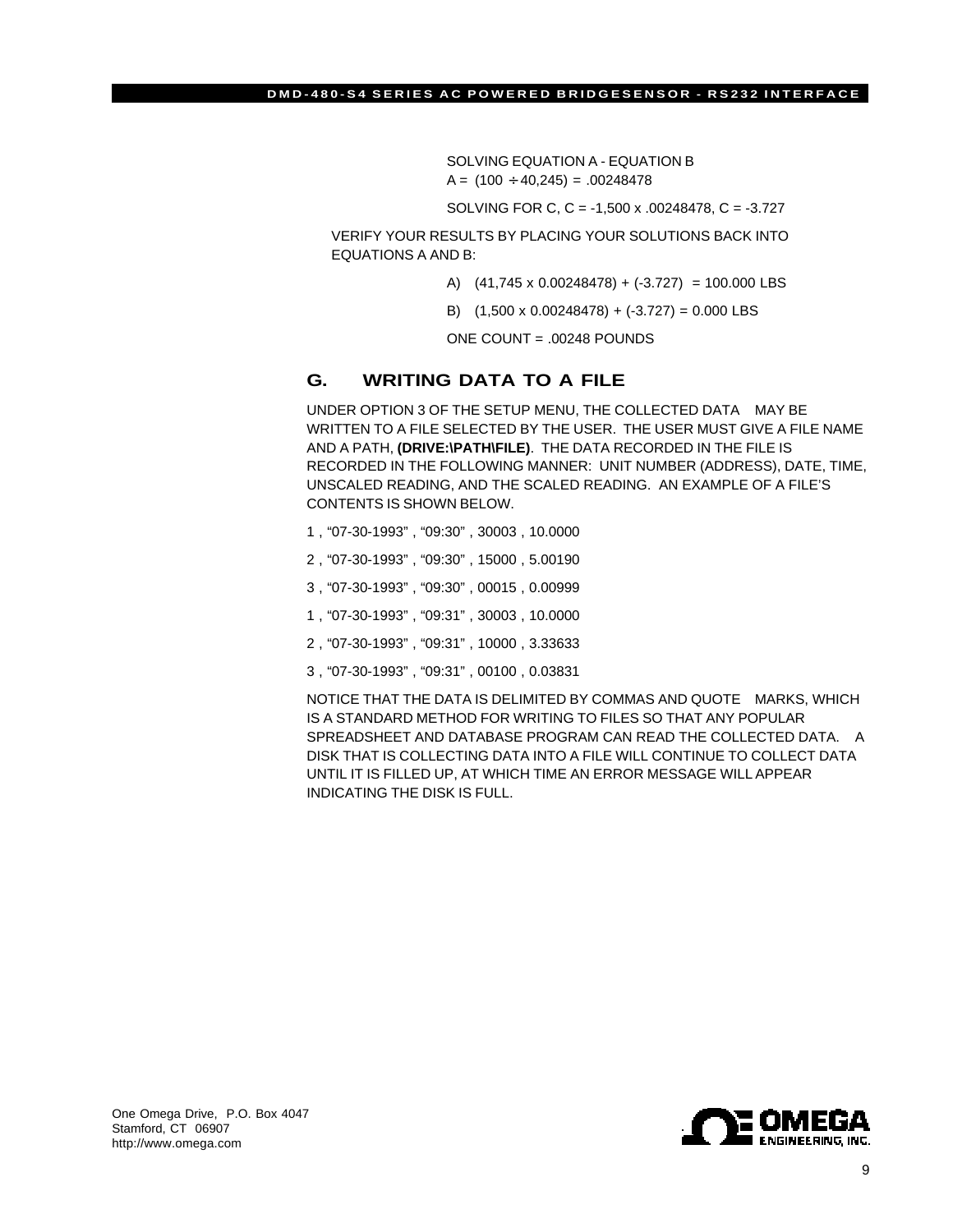SOLVING EQUATION A - EQUATION B

$A = (100 \div 40{,}245) = .00248478$

SOLVING FOR C, $C = -1{,}500 \times .00248478$, $C = -3.727$

VERIFY YOUR RESULTS BY PLACING YOUR SOLUTIONS BACK INTO EQUATIONS A AND B:

A) $(41{,}745 \times 0.00248478) + (-3.727) = 100.000$ LBS

B) $(1{,}500 \times 0.00248478) + (-3.727) = 0.000$ LBS

ONE COUNT = .00248 POUNDS

## G. WRITING DATA TO A FILE

UNDER OPTION 3 OF THE SETUP MENU, THE COLLECTED DATA MAY BE WRITTEN TO A FILE SELECTED BY THE USER. THE USER MUST GIVE A FILE NAME AND A PATH, **(DRIVE:\PATH\FILE)**. THE DATA RECORDED IN THE FILE IS RECORDED IN THE FOLLOWING MANNER: UNIT NUMBER (ADDRESS), DATE, TIME, UNSCALED READING, AND THE SCALED READING. AN EXAMPLE OF A FILE'S CONTENTS IS SHOWN BELOW.

```
1 , "07-30-1993" , "09:30" , 30003 , 10.0000
2 , "07-30-1993" , "09:30" , 15000 , 5.00190
3 , "07-30-1993" , "09:30" , 00015 , 0.00999
1 , "07-30-1993" , "09:31" , 30003 , 10.0000
2 , "07-30-1993" , "09:31" , 10000 , 3.33633
3 , "07-30-1993" , "09:31" , 00100 , 0.03831
```

NOTICE THAT THE DATA IS DELIMITED BY COMMAS AND QUOTE MARKS, WHICH IS A STANDARD METHOD FOR WRITING TO FILES SO THAT ANY POPULAR SPREADSHEET AND DATABASE PROGRAM CAN READ THE COLLECTED DATA. A DISK THAT IS COLLECTING DATA INTO A FILE WILL CONTINUE TO COLLECT DATA UNTIL IT IS FILLED UP, AT WHICH TIME AN ERROR MESSAGE WILL APPEAR INDICATING THE DISK IS FULL.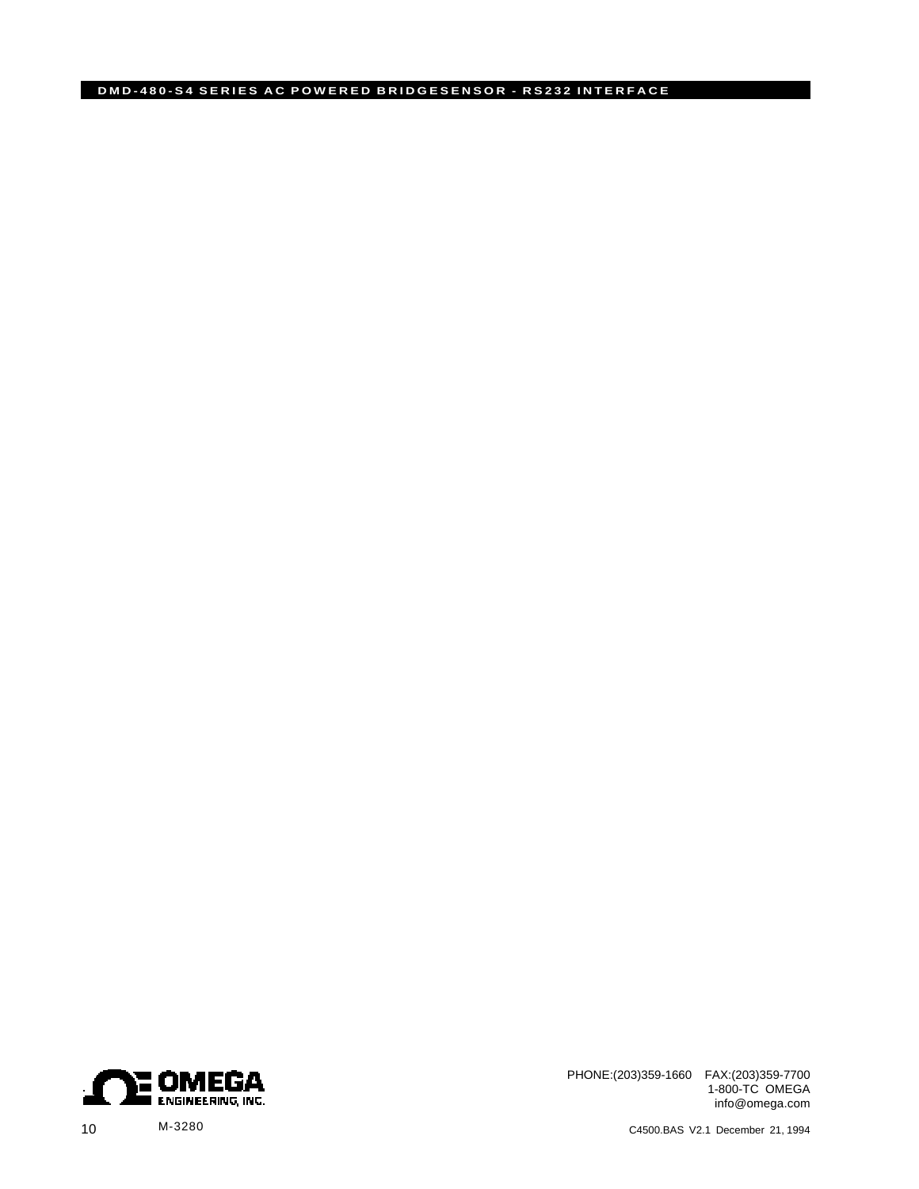OMEGA ENGINEERING, INC.

PHONE:(203)359-1660 FAX:(203)359-7700
1-800-TC OMEGA
info@omega.com